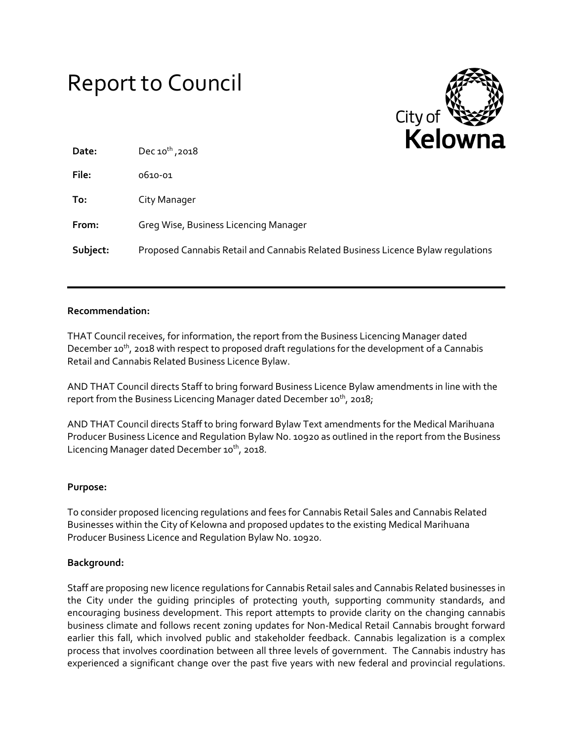# Report to Council

City of Kelowna

| | |
|---|---|
| **Date:** | Dec 10th , 2018 |
| **File:** | 0610-01 |
| **To:** | City Manager |
| **From:** | Greg Wise, Business Licencing Manager |
| **Subject:** | Proposed Cannabis Retail and Cannabis Related Business Licence Bylaw regulations |

---

**Recommendation:**

THAT Council receives, for information, the report from the Business Licencing Manager dated December 10th, 2018 with respect to proposed draft regulations for the development of a Cannabis Retail and Cannabis Related Business Licence Bylaw.

AND THAT Council directs Staff to bring forward Business Licence Bylaw amendments in line with the report from the Business Licencing Manager dated December 10th, 2018;

AND THAT Council directs Staff to bring forward Bylaw Text amendments for the Medical Marihuana Producer Business Licence and Regulation Bylaw No. 10920 as outlined in the report from the Business Licencing Manager dated December 10th, 2018.

**Purpose:**

To consider proposed licencing regulations and fees for Cannabis Retail Sales and Cannabis Related Businesses within the City of Kelowna and proposed updates to the existing Medical Marihuana Producer Business Licence and Regulation Bylaw No. 10920.

**Background:**

Staff are proposing new licence regulations for Cannabis Retail sales and Cannabis Related businesses in the City under the guiding principles of protecting youth, supporting community standards, and encouraging business development. This report attempts to provide clarity on the changing cannabis business climate and follows recent zoning updates for Non-Medical Retail Cannabis brought forward earlier this fall, which involved public and stakeholder feedback. Cannabis legalization is a complex process that involves coordination between all three levels of government. The Cannabis industry has experienced a significant change over the past five years with new federal and provincial regulations.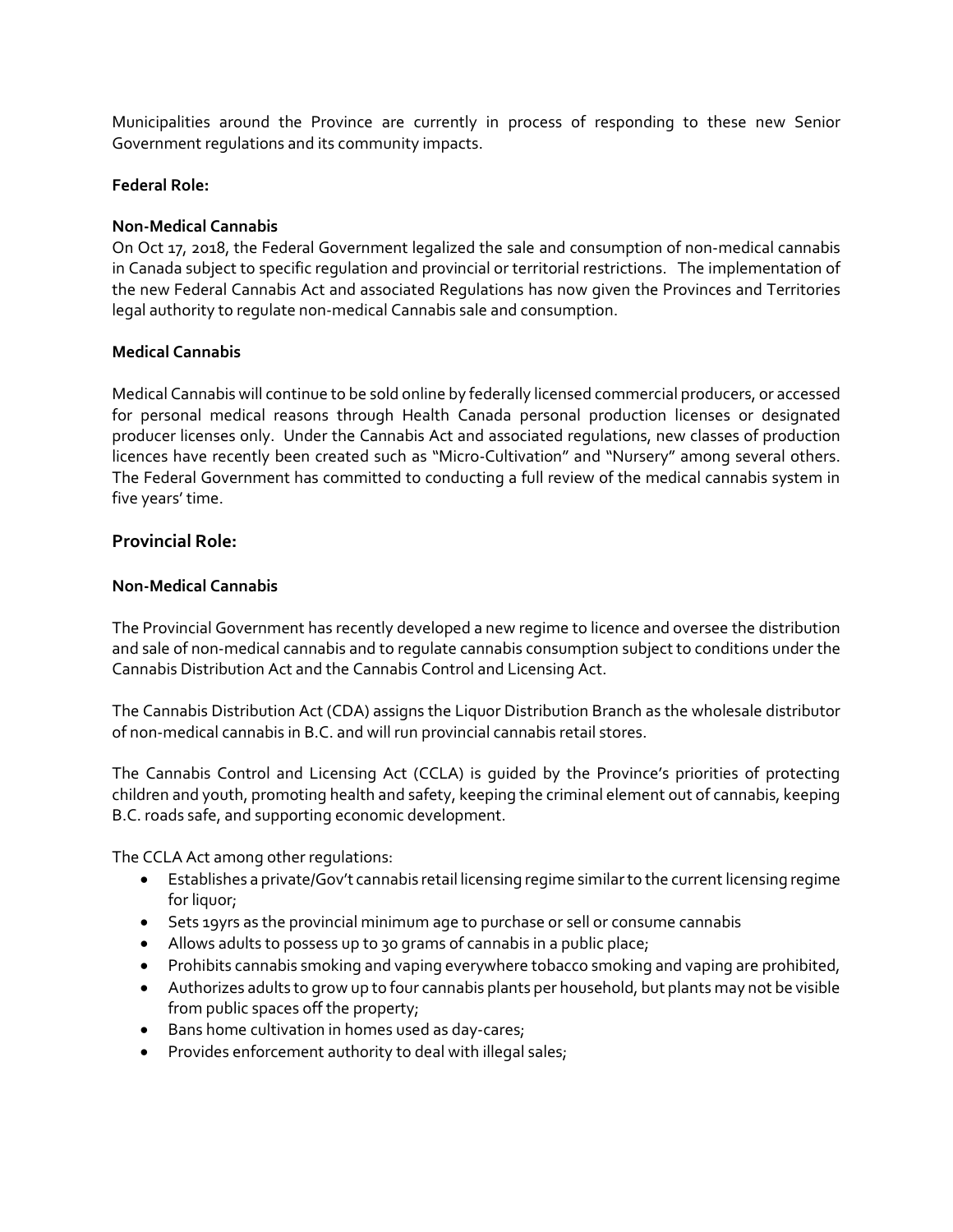Municipalities around the Province are currently in process of responding to these new Senior Government regulations and its community impacts.

**Federal Role:**

**Non-Medical Cannabis**

On Oct 17, 2018, the Federal Government legalized the sale and consumption of non-medical cannabis in Canada subject to specific regulation and provincial or territorial restrictions. The implementation of the new Federal Cannabis Act and associated Regulations has now given the Provinces and Territories legal authority to regulate non-medical Cannabis sale and consumption.

**Medical Cannabis**

Medical Cannabis will continue to be sold online by federally licensed commercial producers, or accessed for personal medical reasons through Health Canada personal production licenses or designated producer licenses only. Under the Cannabis Act and associated regulations, new classes of production licences have recently been created such as "Micro-Cultivation" and "Nursery" among several others. The Federal Government has committed to conducting a full review of the medical cannabis system in five years' time.

## Provincial Role:

**Non-Medical Cannabis**

The Provincial Government has recently developed a new regime to licence and oversee the distribution and sale of non-medical cannabis and to regulate cannabis consumption subject to conditions under the Cannabis Distribution Act and the Cannabis Control and Licensing Act.

The Cannabis Distribution Act (CDA) assigns the Liquor Distribution Branch as the wholesale distributor of non-medical cannabis in B.C. and will run provincial cannabis retail stores.

The Cannabis Control and Licensing Act (CCLA) is guided by the Province's priorities of protecting children and youth, promoting health and safety, keeping the criminal element out of cannabis, keeping B.C. roads safe, and supporting economic development.

The CCLA Act among other regulations:

- Establishes a private/Gov't cannabis retail licensing regime similar to the current licensing regime for liquor;
- Sets 19yrs as the provincial minimum age to purchase or sell or consume cannabis
- Allows adults to possess up to 30 grams of cannabis in a public place;
- Prohibits cannabis smoking and vaping everywhere tobacco smoking and vaping are prohibited,
- Authorizes adults to grow up to four cannabis plants per household, but plants may not be visible from public spaces off the property;
- Bans home cultivation in homes used as day-cares;
- Provides enforcement authority to deal with illegal sales;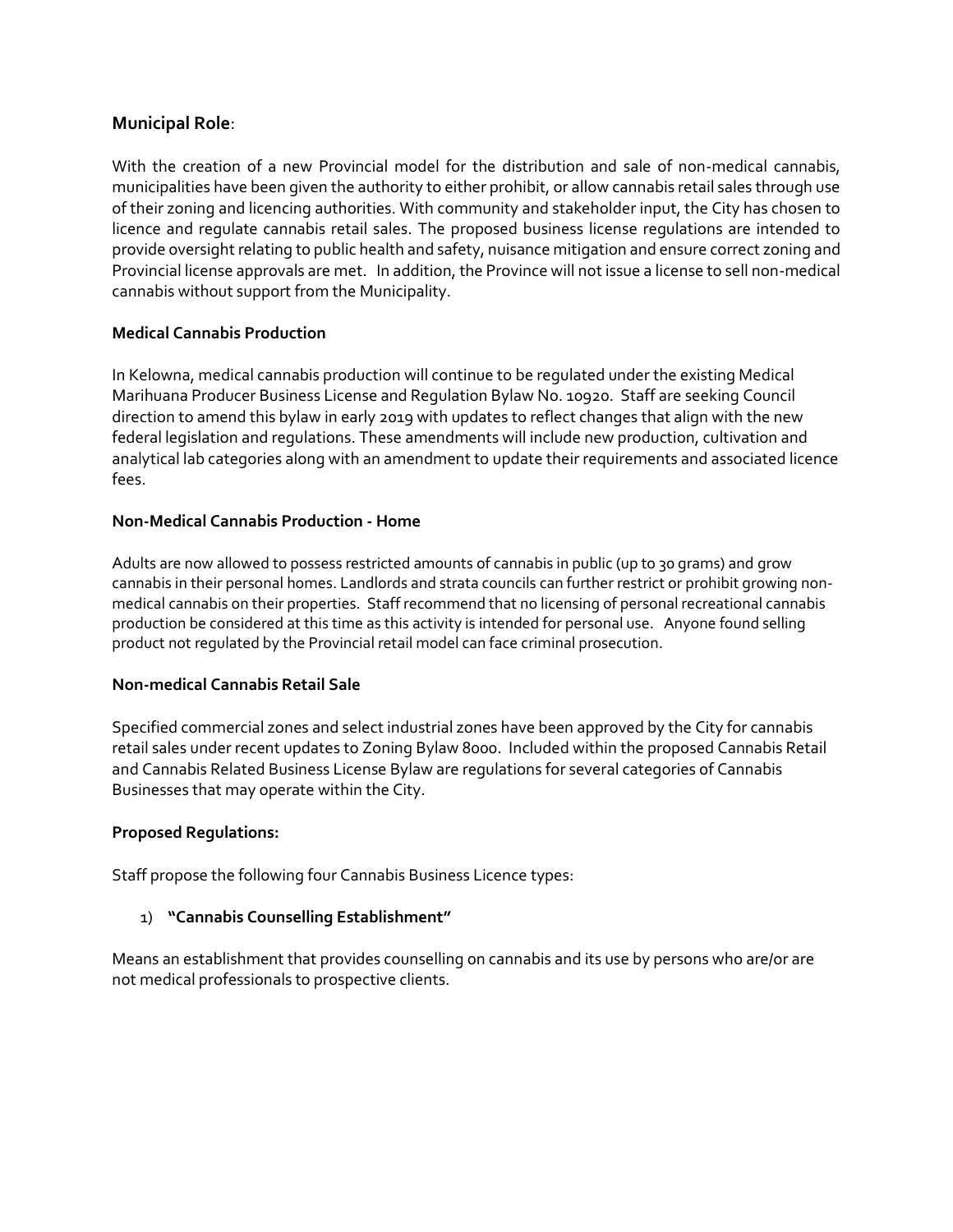## Municipal Role:

With the creation of a new Provincial model for the distribution and sale of non-medical cannabis, municipalities have been given the authority to either prohibit, or allow cannabis retail sales through use of their zoning and licencing authorities. With community and stakeholder input, the City has chosen to licence and regulate cannabis retail sales. The proposed business license regulations are intended to provide oversight relating to public health and safety, nuisance mitigation and ensure correct zoning and Provincial license approvals are met. In addition, the Province will not issue a license to sell non-medical cannabis without support from the Municipality.

### Medical Cannabis Production

In Kelowna, medical cannabis production will continue to be regulated under the existing Medical Marihuana Producer Business License and Regulation Bylaw No. 10920. Staff are seeking Council direction to amend this bylaw in early 2019 with updates to reflect changes that align with the new federal legislation and regulations. These amendments will include new production, cultivation and analytical lab categories along with an amendment to update their requirements and associated licence fees.

### Non-Medical Cannabis Production - Home

Adults are now allowed to possess restricted amounts of cannabis in public (up to 30 grams) and grow cannabis in their personal homes. Landlords and strata councils can further restrict or prohibit growing non-medical cannabis on their properties. Staff recommend that no licensing of personal recreational cannabis production be considered at this time as this activity is intended for personal use. Anyone found selling product not regulated by the Provincial retail model can face criminal prosecution.

### Non-medical Cannabis Retail Sale

Specified commercial zones and select industrial zones have been approved by the City for cannabis retail sales under recent updates to Zoning Bylaw 8000. Included within the proposed Cannabis Retail and Cannabis Related Business License Bylaw are regulations for several categories of Cannabis Businesses that may operate within the City.

### Proposed Regulations:

Staff propose the following four Cannabis Business Licence types:

1) **"Cannabis Counselling Establishment"**

Means an establishment that provides counselling on cannabis and its use by persons who are/or are not medical professionals to prospective clients.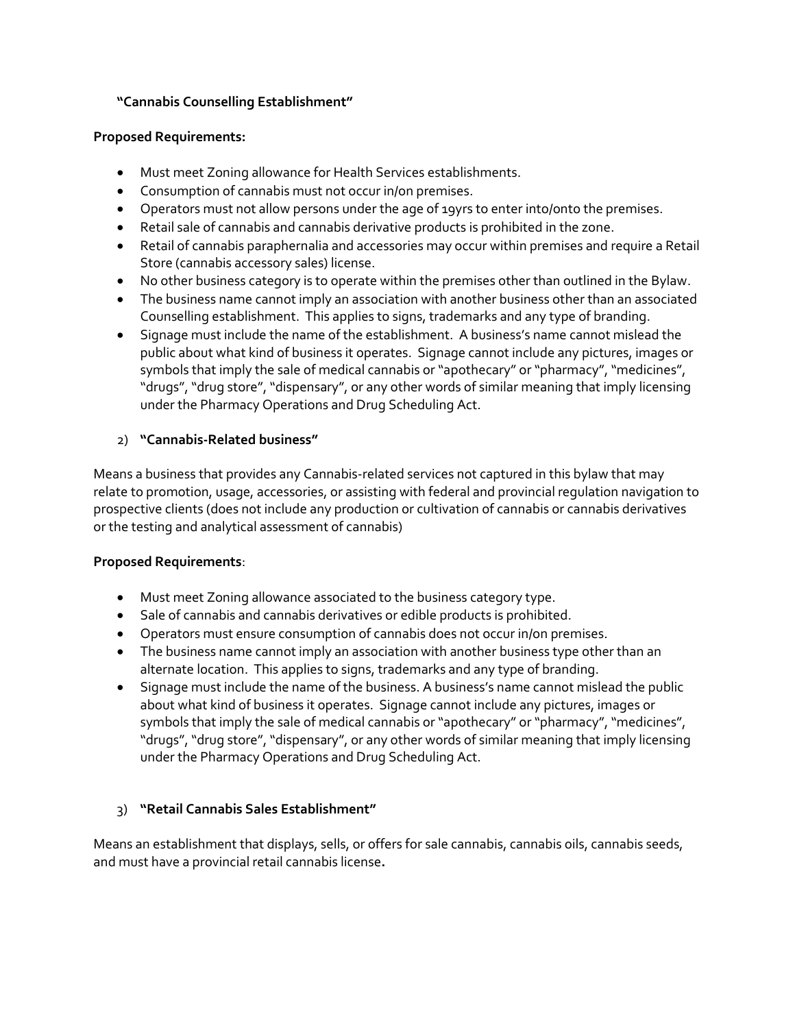**"Cannabis Counselling Establishment"**

**Proposed Requirements:**

- Must meet Zoning allowance for Health Services establishments.
- Consumption of cannabis must not occur in/on premises.
- Operators must not allow persons under the age of 19yrs to enter into/onto the premises.
- Retail sale of cannabis and cannabis derivative products is prohibited in the zone.
- Retail of cannabis paraphernalia and accessories may occur within premises and require a Retail Store (cannabis accessory sales) license.
- No other business category is to operate within the premises other than outlined in the Bylaw.
- The business name cannot imply an association with another business other than an associated Counselling establishment. This applies to signs, trademarks and any type of branding.
- Signage must include the name of the establishment. A business's name cannot mislead the public about what kind of business it operates. Signage cannot include any pictures, images or symbols that imply the sale of medical cannabis or "apothecary" or "pharmacy", "medicines", "drugs", "drug store", "dispensary", or any other words of similar meaning that imply licensing under the Pharmacy Operations and Drug Scheduling Act.

2) **"Cannabis-Related business"**

Means a business that provides any Cannabis-related services not captured in this bylaw that may relate to promotion, usage, accessories, or assisting with federal and provincial regulation navigation to prospective clients (does not include any production or cultivation of cannabis or cannabis derivatives or the testing and analytical assessment of cannabis)

**Proposed Requirements**:

- Must meet Zoning allowance associated to the business category type.
- Sale of cannabis and cannabis derivatives or edible products is prohibited.
- Operators must ensure consumption of cannabis does not occur in/on premises.
- The business name cannot imply an association with another business type other than an alternate location. This applies to signs, trademarks and any type of branding.
- Signage must include the name of the business. A business's name cannot mislead the public about what kind of business it operates. Signage cannot include any pictures, images or symbols that imply the sale of medical cannabis or "apothecary" or "pharmacy", "medicines", "drugs", "drug store", "dispensary", or any other words of similar meaning that imply licensing under the Pharmacy Operations and Drug Scheduling Act.

3) **"Retail Cannabis Sales Establishment"**

Means an establishment that displays, sells, or offers for sale cannabis, cannabis oils, cannabis seeds, and must have a provincial retail cannabis license**.**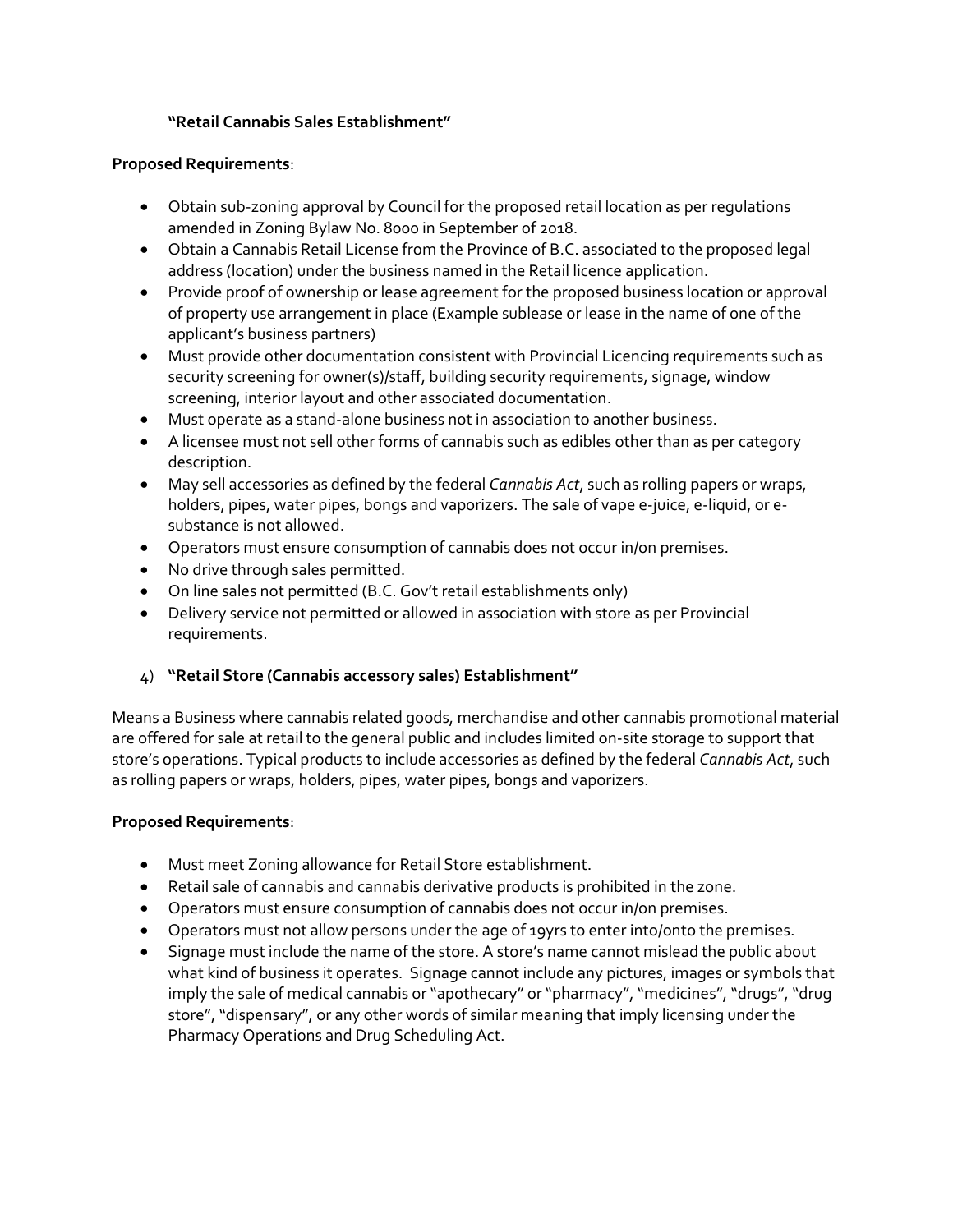**"Retail Cannabis Sales Establishment"**

**Proposed Requirements**:

- Obtain sub-zoning approval by Council for the proposed retail location as per regulations amended in Zoning Bylaw No. 8000 in September of 2018.
- Obtain a Cannabis Retail License from the Province of B.C. associated to the proposed legal address (location) under the business named in the Retail licence application.
- Provide proof of ownership or lease agreement for the proposed business location or approval of property use arrangement in place (Example sublease or lease in the name of one of the applicant's business partners)
- Must provide other documentation consistent with Provincial Licencing requirements such as security screening for owner(s)/staff, building security requirements, signage, window screening, interior layout and other associated documentation.
- Must operate as a stand-alone business not in association to another business.
- A licensee must not sell other forms of cannabis such as edibles other than as per category description.
- May sell accessories as defined by the federal *Cannabis Act*, such as rolling papers or wraps, holders, pipes, water pipes, bongs and vaporizers. The sale of vape e-juice, e-liquid, or e-substance is not allowed.
- Operators must ensure consumption of cannabis does not occur in/on premises.
- No drive through sales permitted.
- On line sales not permitted (B.C. Gov't retail establishments only)
- Delivery service not permitted or allowed in association with store as per Provincial requirements.

4) **"Retail Store (Cannabis accessory sales) Establishment"**

Means a Business where cannabis related goods, merchandise and other cannabis promotional material are offered for sale at retail to the general public and includes limited on-site storage to support that store's operations. Typical products to include accessories as defined by the federal *Cannabis Act*, such as rolling papers or wraps, holders, pipes, water pipes, bongs and vaporizers.

**Proposed Requirements**:

- Must meet Zoning allowance for Retail Store establishment.
- Retail sale of cannabis and cannabis derivative products is prohibited in the zone.
- Operators must ensure consumption of cannabis does not occur in/on premises.
- Operators must not allow persons under the age of 19yrs to enter into/onto the premises.
- Signage must include the name of the store. A store's name cannot mislead the public about what kind of business it operates. Signage cannot include any pictures, images or symbols that imply the sale of medical cannabis or "apothecary" or "pharmacy", "medicines", "drugs", "drug store", "dispensary", or any other words of similar meaning that imply licensing under the Pharmacy Operations and Drug Scheduling Act.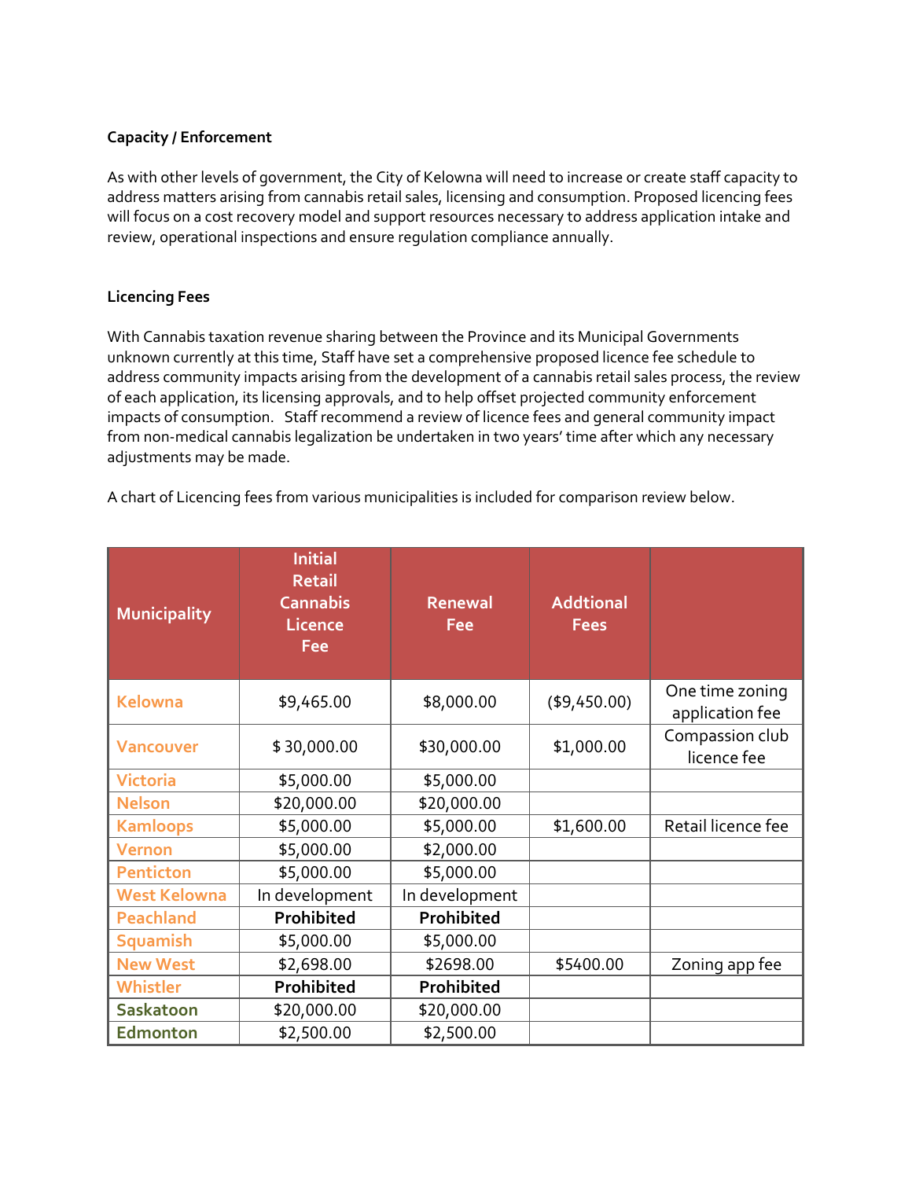**Capacity / Enforcement**

As with other levels of government, the City of Kelowna will need to increase or create staff capacity to address matters arising from cannabis retail sales, licensing and consumption. Proposed licencing fees will focus on a cost recovery model and support resources necessary to address application intake and review, operational inspections and ensure regulation compliance annually.

**Licencing Fees**

With Cannabis taxation revenue sharing between the Province and its Municipal Governments unknown currently at this time, Staff have set a comprehensive proposed licence fee schedule to address community impacts arising from the development of a cannabis retail sales process, the review of each application, its licensing approvals, and to help offset projected community enforcement impacts of consumption. Staff recommend a review of licence fees and general community impact from non-medical cannabis legalization be undertaken in two years' time after which any necessary adjustments may be made.

A chart of Licencing fees from various municipalities is included for comparison review below.

| Municipality | Initial Retail Cannabis Licence Fee | Renewal Fee | Addtional Fees | |
|---|---|---|---|---|
| Kelowna | $9,465.00 | $8,000.00 | ($9,450.00) | One time zoning application fee |
| Vancouver | $ 30,000.00 | $30,000.00 | $1,000.00 | Compassion club licence fee |
| Victoria | $5,000.00 | $5,000.00 | | |
| Nelson | $20,000.00 | $20,000.00 | | |
| Kamloops | $5,000.00 | $5,000.00 | $1,600.00 | Retail licence fee |
| Vernon | $5,000.00 | $2,000.00 | | |
| Penticton | $5,000.00 | $5,000.00 | | |
| West Kelowna | In development | In development | | |
| Peachland | **Prohibited** | **Prohibited** | | |
| Squamish | $5,000.00 | $5,000.00 | | |
| New West | $2,698.00 | $2698.00 | $5400.00 | Zoning app fee |
| Whistler | **Prohibited** | **Prohibited** | | |
| Saskatoon | $20,000.00 | $20,000.00 | | |
| Edmonton | $2,500.00 | $2,500.00 | | |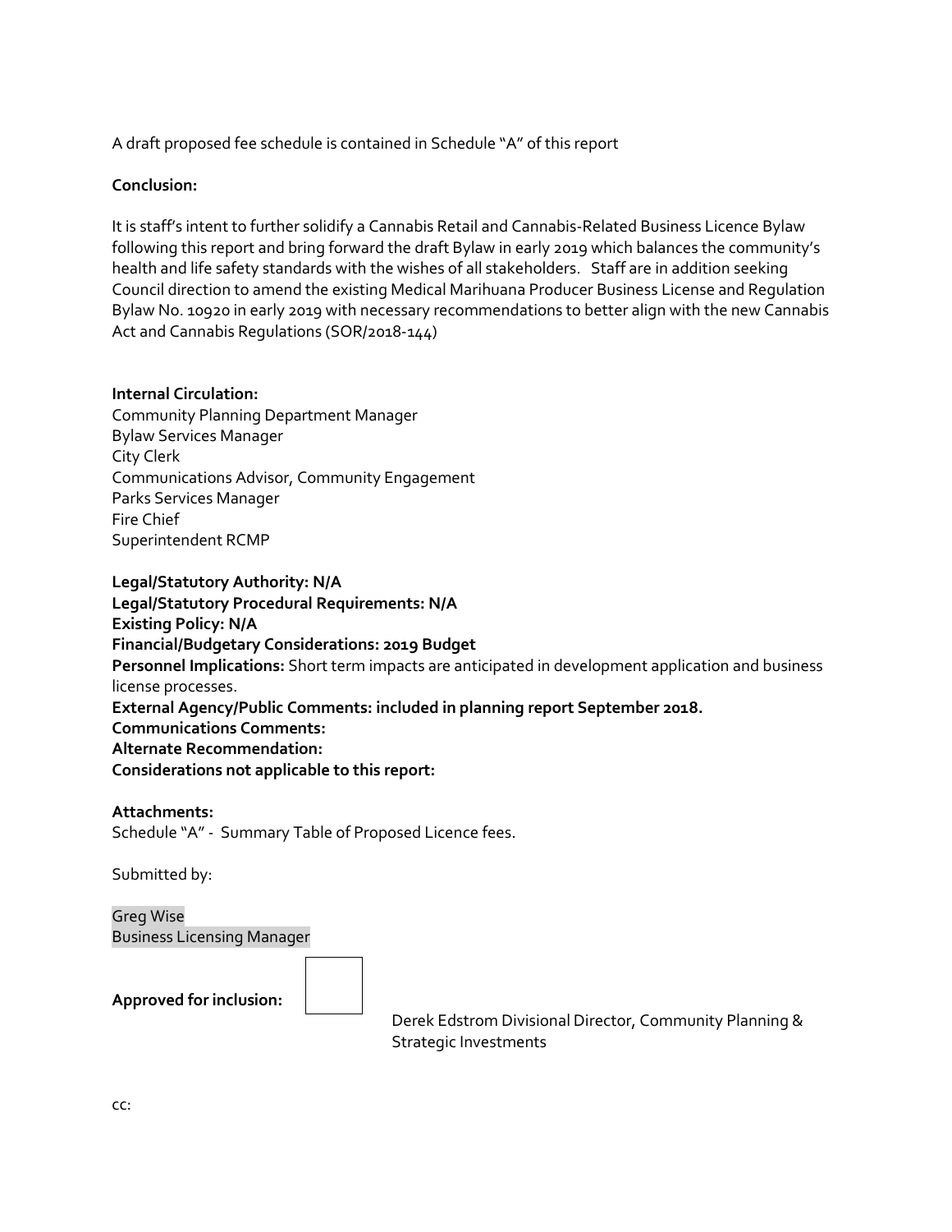A draft proposed fee schedule is contained in Schedule "A" of this report

**Conclusion:**

It is staff's intent to further solidify a Cannabis Retail and Cannabis-Related Business Licence Bylaw following this report and bring forward the draft Bylaw in early 2019 which balances the community's health and life safety standards with the wishes of all stakeholders. Staff are in addition seeking Council direction to amend the existing Medical Marihuana Producer Business License and Regulation Bylaw No. 10920 in early 2019 with necessary recommendations to better align with the new Cannabis Act and Cannabis Regulations (SOR/2018-144)

**Internal Circulation:**
Community Planning Department Manager
Bylaw Services Manager
City Clerk
Communications Advisor, Community Engagement
Parks Services Manager
Fire Chief
Superintendent RCMP

**Legal/Statutory Authority: N/A**
**Legal/Statutory Procedural Requirements: N/A**
**Existing Policy: N/A**
**Financial/Budgetary Considerations: 2019 Budget**
**Personnel Implications:** Short term impacts are anticipated in development application and business license processes.
**External Agency/Public Comments: included in planning report September 2018.**
**Communications Comments:**
**Alternate Recommendation:**
**Considerations not applicable to this report:**

**Attachments:**
Schedule "A" - Summary Table of Proposed Licence fees.

Submitted by:

Greg Wise
Business Licensing Manager

**Approved for inclusion:**

Derek Edstrom Divisional Director, Community Planning & Strategic Investments

cc: